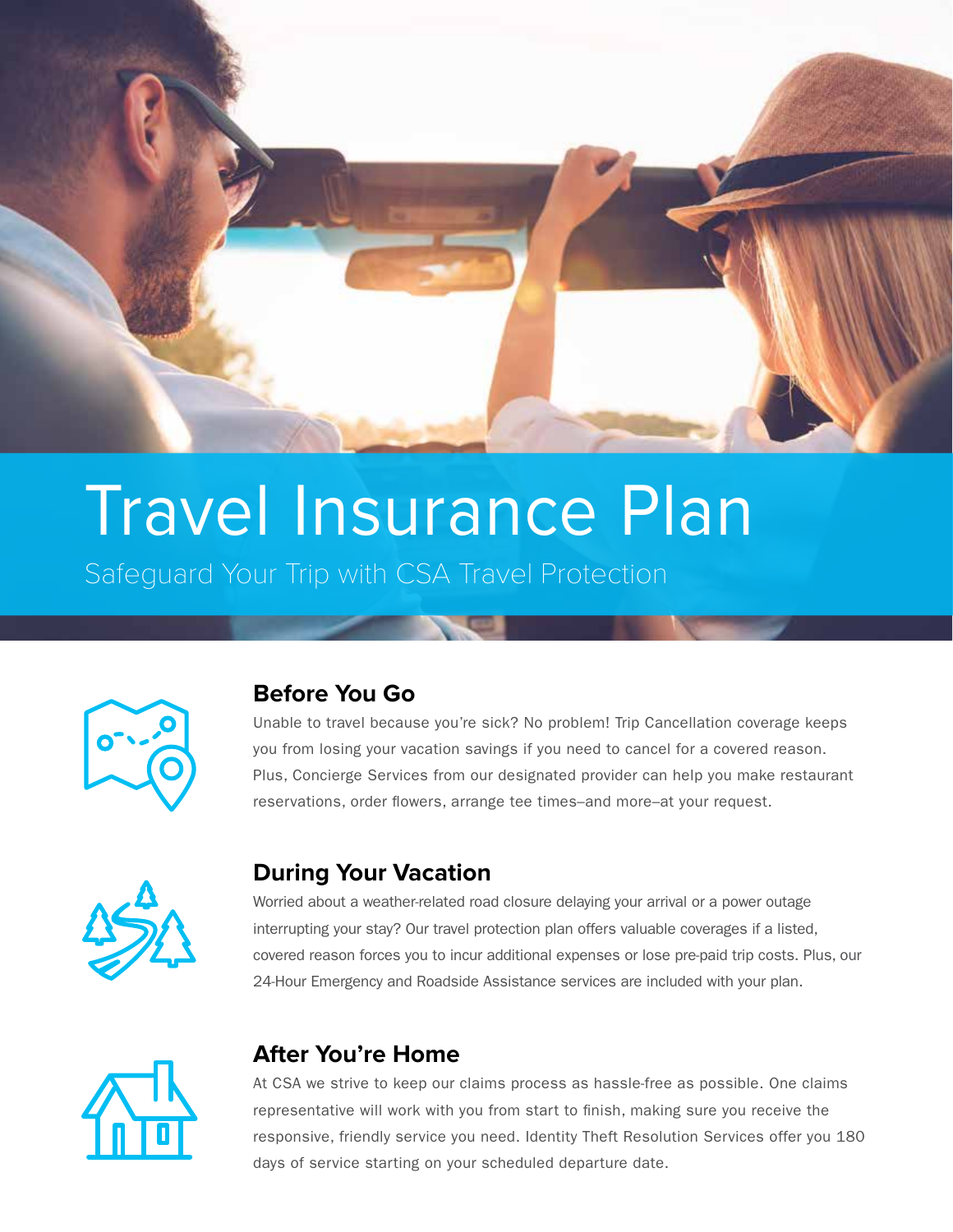# Travel Insurance Plan

Safeguard Your Trip with CSA Travel Protection

## Before You Go

Unable to travel because you're sick? No problem! Trip Cancellation coverage keeps you from losing your vacation savings if you need to cancel for a covered reason. Plus, Concierge Services from our designated provider can help you make restaurant reservations, order flowers, arrange tee times–and more–at your request.

## During Your Vacation

Worried about a weather-related road closure delaying your arrival or a power outage interrupting your stay? Our travel protection plan offers valuable coverages if a listed, covered reason forces you to incur additional expenses or lose pre-paid trip costs. Plus, our 24-Hour Emergency and Roadside Assistance services are included with your plan.

## After You're Home

At CSA we strive to keep our claims process as hassle-free as possible. One claims representative will work with you from start to finish, making sure you receive the responsive, friendly service you need. Identity Theft Resolution Services offer you 180 days of service starting on your scheduled departure date.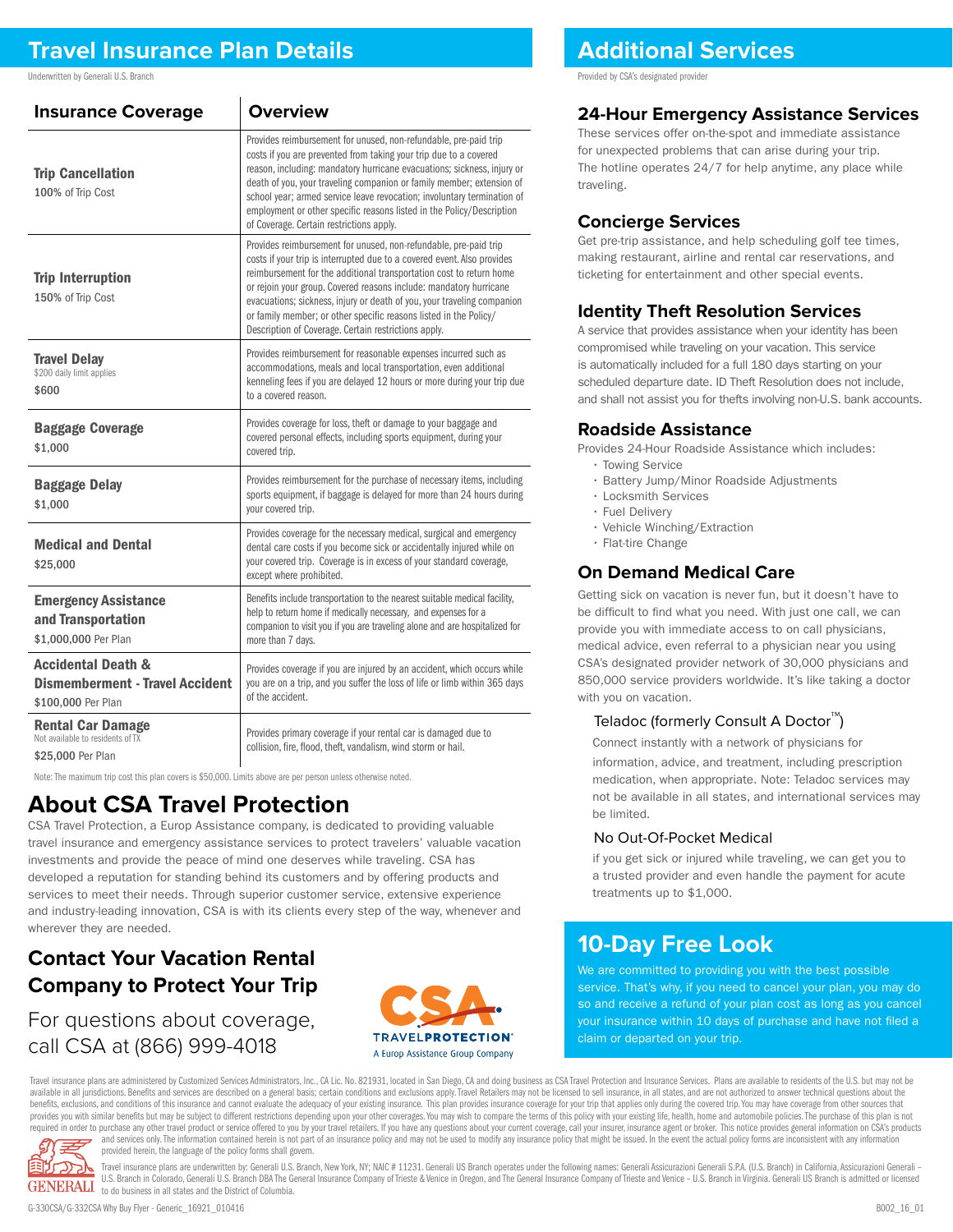## Travel Insurance Plan Details

Underwritten by Generali U.S. Branch

| Insurance Coverage | Overview |
|---|---|
| **Trip Cancellation** 100% of Trip Cost | Provides reimbursement for unused, non-refundable, pre-paid trip costs if you are prevented from taking your trip due to a covered reason, including: mandatory hurricane evacuations; sickness, injury or death of you, your traveling companion or family member; extension of school year; armed service leave revocation; involuntary termination of employment or other specific reasons listed in the Policy/Description of Coverage. Certain restrictions apply. |
| **Trip Interruption** 150% of Trip Cost | Provides reimbursement for unused, non-refundable, pre-paid trip costs if your trip is interrupted due to a covered event. Also provides reimbursement for the additional transportation cost to return home or rejoin your group. Covered reasons include: mandatory hurricane evacuations; sickness, injury or death of you, your traveling companion or family member; or other specific reasons listed in the Policy/Description of Coverage. Certain restrictions apply. |
| **Travel Delay** $200 daily limit applies $600 | Provides reimbursement for reasonable expenses incurred such as accommodations, meals and local transportation, even additional kenneling fees if you are delayed 12 hours or more during your trip due to a covered reason. |
| **Baggage Coverage** $1,000 | Provides coverage for loss, theft or damage to your baggage and covered personal effects, including sports equipment, during your covered trip. |
| **Baggage Delay** $1,000 | Provides reimbursement for the purchase of necessary items, including sports equipment, if baggage is delayed for more than 24 hours during your covered trip. |
| **Medical and Dental** $25,000 | Provides coverage for the necessary medical, surgical and emergency dental care costs if you become sick or accidentally injured while on your covered trip. Coverage is in excess of your standard coverage, except where prohibited. |
| **Emergency Assistance and Transportation** $1,000,000 Per Plan | Benefits include transportation to the nearest suitable medical facility, help to return home if medically necessary, and expenses for a companion to visit you if you are traveling alone and are hospitalized for more than 7 days. |
| **Accidental Death & Dismemberment - Travel Accident** $100,000 Per Plan | Provides coverage if you are injured by an accident, which occurs while you are on a trip, and you suffer the loss of life or limb within 365 days of the accident. |
| **Rental Car Damage** Not available to residents of TX $25,000 Per Plan | Provides primary coverage if your rental car is damaged due to collision, fire, flood, theft, vandalism, wind storm or hail. |

Note: The maximum trip cost this plan covers is $50,000. Limits above are per person unless otherwise noted.

## About CSA Travel Protection

CSA Travel Protection, a Europ Assistance company, is dedicated to providing valuable travel insurance and emergency assistance services to protect travelers' valuable vacation investments and provide the peace of mind one deserves while traveling. CSA has developed a reputation for standing behind its customers and by offering products and services to meet their needs. Through superior customer service, extensive experience and industry-leading innovation, CSA is with its clients every step of the way, whenever and wherever they are needed.

## Contact Your Vacation Rental Company to Protect Your Trip

For questions about coverage, call CSA at (866) 999-4018

CSA TRAVELPROTECTION. A Europ Assistance Group Company

## Additional Services

Provided by CSA's designated provider

### 24-Hour Emergency Assistance Services

These services offer on-the-spot and immediate assistance for unexpected problems that can arise during your trip. The hotline operates 24/7 for help anytime, any place while traveling.

### Concierge Services

Get pre-trip assistance, and help scheduling golf tee times, making restaurant, airline and rental car reservations, and ticketing for entertainment and other special events.

### Identity Theft Resolution Services

A service that provides assistance when your identity has been compromised while traveling on your vacation. This service is automatically included for a full 180 days starting on your scheduled departure date. ID Theft Resolution does not include, and shall not assist you for thefts involving non-U.S. bank accounts.

### Roadside Assistance

Provides 24-Hour Roadside Assistance which includes:

- Towing Service
- Battery Jump/Minor Roadside Adjustments
- Locksmith Services
- Fuel Delivery
- Vehicle Winching/Extraction
- Flat-tire Change

### On Demand Medical Care

Getting sick on vacation is never fun, but it doesn't have to be difficult to find what you need. With just one call, we can provide you with immediate access to on call physicians, medical advice, even referral to a physician near you using CSA's designated provider network of 30,000 physicians and 850,000 service providers worldwide. It's like taking a doctor with you on vacation.

#### Teladoc (formerly Consult A Doctor™)

Connect instantly with a network of physicians for information, advice, and treatment, including prescription medication, when appropriate. Note: Teladoc services may not be available in all states, and international services may be limited.

#### No Out-Of-Pocket Medical

if you get sick or injured while traveling, we can get you to a trusted provider and even handle the payment for acute treatments up to $1,000.

## 10-Day Free Look

We are committed to providing you with the best possible service. That's why, if you need to cancel your plan, you may do so and receive a refund of your plan cost as long as you cancel your insurance within 10 days of purchase and have not filed a claim or departed on your trip.

Travel insurance plans are administered by Customized Services Administrators, Inc., CA Lic. No. 821931, located in San Diego, CA and doing business as CSA Travel Protection and Insurance Services. Plans are available to residents of the U.S. but may not be available in all jurisdictions. Benefits and services are described on a general basis; certain conditions and exclusions apply. Travel Retailers may not be licensed to sell insurance, in all states, and are not authorized to answer technical questions about the benefits, exclusions, and conditions of this insurance and cannot evaluate the adequacy of your existing insurance. This plan provides insurance coverage for your trip that applies only during the covered trip. You may have coverage from other sources that provides you with similar benefits but may be subject to different restrictions depending upon your other coverages. You may wish to compare the terms of this policy with your existing life, health, home and automobile policies. The purchase of this plan is not required in order to purchase any other travel product or service offered to you by your travel retailers. If you have any questions about your current coverage, call your insurer, insurance agent or broker. This notice provides general information on CSA's products and services only. The information contained herein is not part of an insurance policy and may not be used to modify any insurance policy that might be issued. In the event the actual policy forms are inconsistent with any information provided herein, the language of the policy forms shall govern.

GENERALI

Travel insurance plans are underwritten by: Generali U.S. Branch, New York, NY; NAIC # 11231. Generali US Branch operates under the following names: Generali Assicurazioni Generali S.P.A. (U.S. Branch) in California, Assicurazioni Generali – U.S. Branch in Colorado, Generali U.S. Branch DBA The General Insurance Company of Trieste & Venice in Oregon, and The General Insurance Company of Trieste and Venice – U.S. Branch in Virginia. Generali US Branch is admitted or licensed to do business in all states and the District of Columbia.

G-330CSA/G-332CSA Why Buy Flyer - Generic_16921_010416

B002_16_01